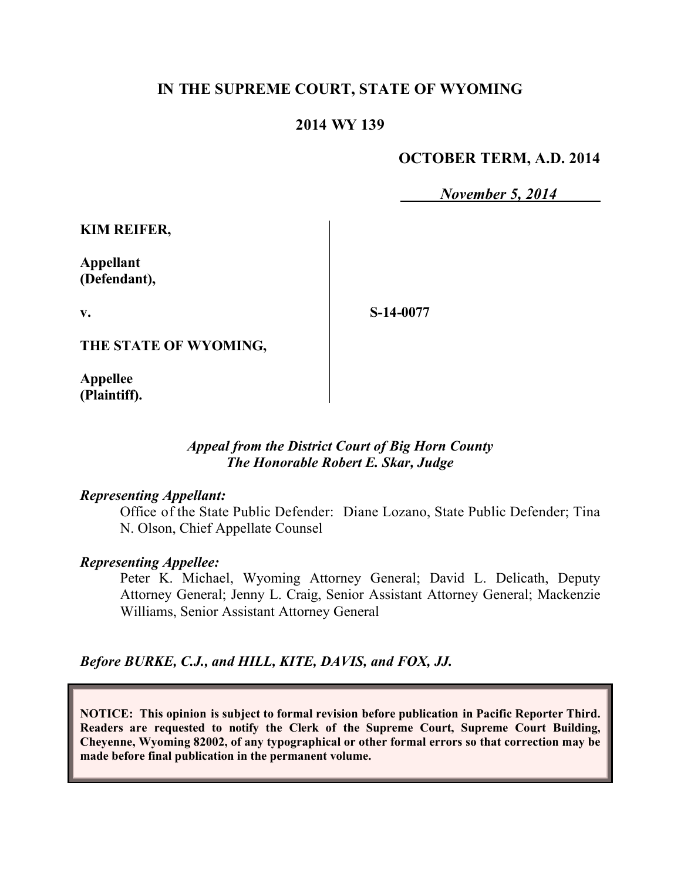**IN THE SUPREME COURT, STATE OF WYOMING**

**2014 WY 139**

**OCTOBER TERM, A.D. 2014**

*November 5, 2014*

| | |
|---|---|
| **KIM REIFER,**<br><br>**Appellant (Defendant),**<br><br>**v.**<br><br>**THE STATE OF WYOMING,**<br><br>**Appellee (Plaintiff).** | **S-14-0077** |

*Appeal from the District Court of Big Horn County*
*The Honorable Robert E. Skar, Judge*

*Representing Appellant:*

Office of the State Public Defender: Diane Lozano, State Public Defender; Tina N. Olson, Chief Appellate Counsel

*Representing Appellee:*

Peter K. Michael, Wyoming Attorney General; David L. Delicath, Deputy Attorney General; Jenny L. Craig, Senior Assistant Attorney General; Mackenzie Williams, Senior Assistant Attorney General

*Before BURKE, C.J., and HILL, KITE, DAVIS, and FOX, JJ.*

**NOTICE: This opinion is subject to formal revision before publication in Pacific Reporter Third. Readers are requested to notify the Clerk of the Supreme Court, Supreme Court Building, Cheyenne, Wyoming 82002, of any typographical or other formal errors so that correction may be made before final publication in the permanent volume.**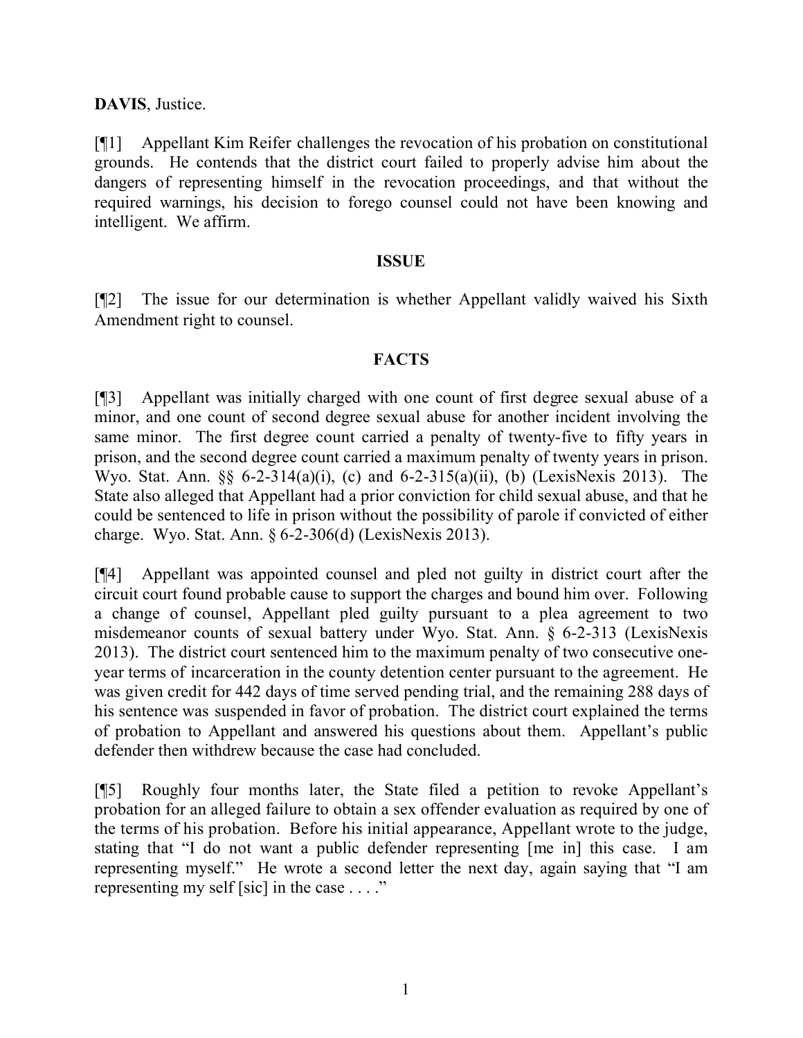**DAVIS**, Justice.

[¶1] Appellant Kim Reifer challenges the revocation of his probation on constitutional grounds. He contends that the district court failed to properly advise him about the dangers of representing himself in the revocation proceedings, and that without the required warnings, his decision to forego counsel could not have been knowing and intelligent. We affirm.

## ISSUE

[¶2] The issue for our determination is whether Appellant validly waived his Sixth Amendment right to counsel.

## FACTS

[¶3] Appellant was initially charged with one count of first degree sexual abuse of a minor, and one count of second degree sexual abuse for another incident involving the same minor. The first degree count carried a penalty of twenty-five to fifty years in prison, and the second degree count carried a maximum penalty of twenty years in prison. Wyo. Stat. Ann. §§ 6-2-314(a)(i), (c) and 6-2-315(a)(ii), (b) (LexisNexis 2013). The State also alleged that Appellant had a prior conviction for child sexual abuse, and that he could be sentenced to life in prison without the possibility of parole if convicted of either charge. Wyo. Stat. Ann. § 6-2-306(d) (LexisNexis 2013).

[¶4] Appellant was appointed counsel and pled not guilty in district court after the circuit court found probable cause to support the charges and bound him over. Following a change of counsel, Appellant pled guilty pursuant to a plea agreement to two misdemeanor counts of sexual battery under Wyo. Stat. Ann. § 6-2-313 (LexisNexis 2013). The district court sentenced him to the maximum penalty of two consecutive one-year terms of incarceration in the county detention center pursuant to the agreement. He was given credit for 442 days of time served pending trial, and the remaining 288 days of his sentence was suspended in favor of probation. The district court explained the terms of probation to Appellant and answered his questions about them. Appellant's public defender then withdrew because the case had concluded.

[¶5] Roughly four months later, the State filed a petition to revoke Appellant's probation for an alleged failure to obtain a sex offender evaluation as required by one of the terms of his probation. Before his initial appearance, Appellant wrote to the judge, stating that "I do not want a public defender representing [me in] this case. I am representing myself." He wrote a second letter the next day, again saying that "I am representing my self [sic] in the case . . . ."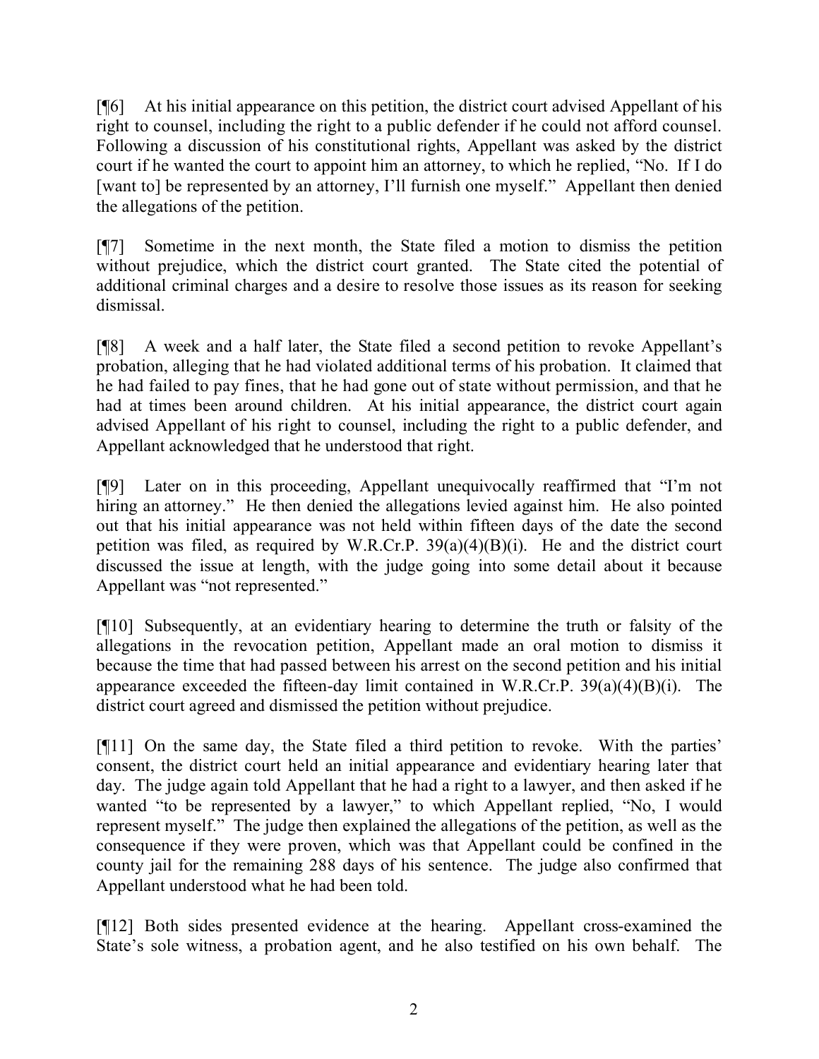[¶6] At his initial appearance on this petition, the district court advised Appellant of his right to counsel, including the right to a public defender if he could not afford counsel. Following a discussion of his constitutional rights, Appellant was asked by the district court if he wanted the court to appoint him an attorney, to which he replied, "No. If I do [want to] be represented by an attorney, I'll furnish one myself." Appellant then denied the allegations of the petition.

[¶7] Sometime in the next month, the State filed a motion to dismiss the petition without prejudice, which the district court granted. The State cited the potential of additional criminal charges and a desire to resolve those issues as its reason for seeking dismissal.

[¶8] A week and a half later, the State filed a second petition to revoke Appellant's probation, alleging that he had violated additional terms of his probation. It claimed that he had failed to pay fines, that he had gone out of state without permission, and that he had at times been around children. At his initial appearance, the district court again advised Appellant of his right to counsel, including the right to a public defender, and Appellant acknowledged that he understood that right.

[¶9] Later on in this proceeding, Appellant unequivocally reaffirmed that "I'm not hiring an attorney." He then denied the allegations levied against him. He also pointed out that his initial appearance was not held within fifteen days of the date the second petition was filed, as required by W.R.Cr.P. 39(a)(4)(B)(i). He and the district court discussed the issue at length, with the judge going into some detail about it because Appellant was "not represented."

[¶10] Subsequently, at an evidentiary hearing to determine the truth or falsity of the allegations in the revocation petition, Appellant made an oral motion to dismiss it because the time that had passed between his arrest on the second petition and his initial appearance exceeded the fifteen-day limit contained in W.R.Cr.P. 39(a)(4)(B)(i). The district court agreed and dismissed the petition without prejudice.

[¶11] On the same day, the State filed a third petition to revoke. With the parties' consent, the district court held an initial appearance and evidentiary hearing later that day. The judge again told Appellant that he had a right to a lawyer, and then asked if he wanted "to be represented by a lawyer," to which Appellant replied, "No, I would represent myself." The judge then explained the allegations of the petition, as well as the consequence if they were proven, which was that Appellant could be confined in the county jail for the remaining 288 days of his sentence. The judge also confirmed that Appellant understood what he had been told.

[¶12] Both sides presented evidence at the hearing. Appellant cross-examined the State's sole witness, a probation agent, and he also testified on his own behalf. The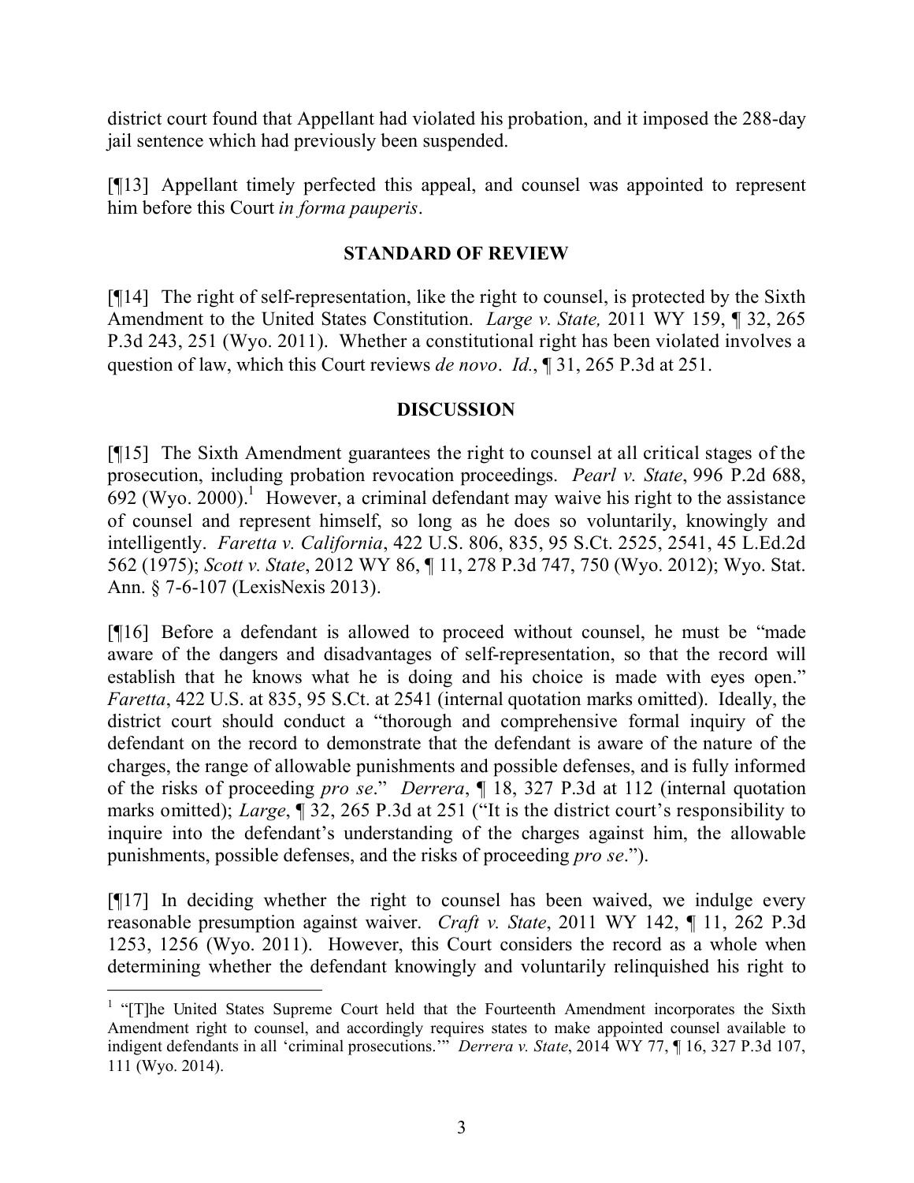district court found that Appellant had violated his probation, and it imposed the 288-day jail sentence which had previously been suspended.

[¶13] Appellant timely perfected this appeal, and counsel was appointed to represent him before this Court *in forma pauperis*.

## STANDARD OF REVIEW

[¶14] The right of self-representation, like the right to counsel, is protected by the Sixth Amendment to the United States Constitution. *Large v. State,* 2011 WY 159, ¶ 32, 265 P.3d 243, 251 (Wyo. 2011). Whether a constitutional right has been violated involves a question of law, which this Court reviews *de novo*. *Id.*, ¶ 31, 265 P.3d at 251.

## DISCUSSION

[¶15] The Sixth Amendment guarantees the right to counsel at all critical stages of the prosecution, including probation revocation proceedings. *Pearl v. State*, 996 P.2d 688, 692 (Wyo. 2000).[1] However, a criminal defendant may waive his right to the assistance of counsel and represent himself, so long as he does so voluntarily, knowingly and intelligently. *Faretta v. California*, 422 U.S. 806, 835, 95 S.Ct. 2525, 2541, 45 L.Ed.2d 562 (1975); *Scott v. State*, 2012 WY 86, ¶ 11, 278 P.3d 747, 750 (Wyo. 2012); Wyo. Stat. Ann. § 7-6-107 (LexisNexis 2013).

[¶16] Before a defendant is allowed to proceed without counsel, he must be "made aware of the dangers and disadvantages of self-representation, so that the record will establish that he knows what he is doing and his choice is made with eyes open." *Faretta*, 422 U.S. at 835, 95 S.Ct. at 2541 (internal quotation marks omitted). Ideally, the district court should conduct a "thorough and comprehensive formal inquiry of the defendant on the record to demonstrate that the defendant is aware of the nature of the charges, the range of allowable punishments and possible defenses, and is fully informed of the risks of proceeding *pro se*." *Derrera*, ¶ 18, 327 P.3d at 112 (internal quotation marks omitted); *Large*, ¶ 32, 265 P.3d at 251 ("It is the district court's responsibility to inquire into the defendant's understanding of the charges against him, the allowable punishments, possible defenses, and the risks of proceeding *pro se*.").

[¶17] In deciding whether the right to counsel has been waived, we indulge every reasonable presumption against waiver. *Craft v. State*, 2011 WY 142, ¶ 11, 262 P.3d 1253, 1256 (Wyo. 2011). However, this Court considers the record as a whole when determining whether the defendant knowingly and voluntarily relinquished his right to

---

[1] "[T]he United States Supreme Court held that the Fourteenth Amendment incorporates the Sixth Amendment right to counsel, and accordingly requires states to make appointed counsel available to indigent defendants in all 'criminal prosecutions.'" *Derrera v. State*, 2014 WY 77, ¶ 16, 327 P.3d 107, 111 (Wyo. 2014).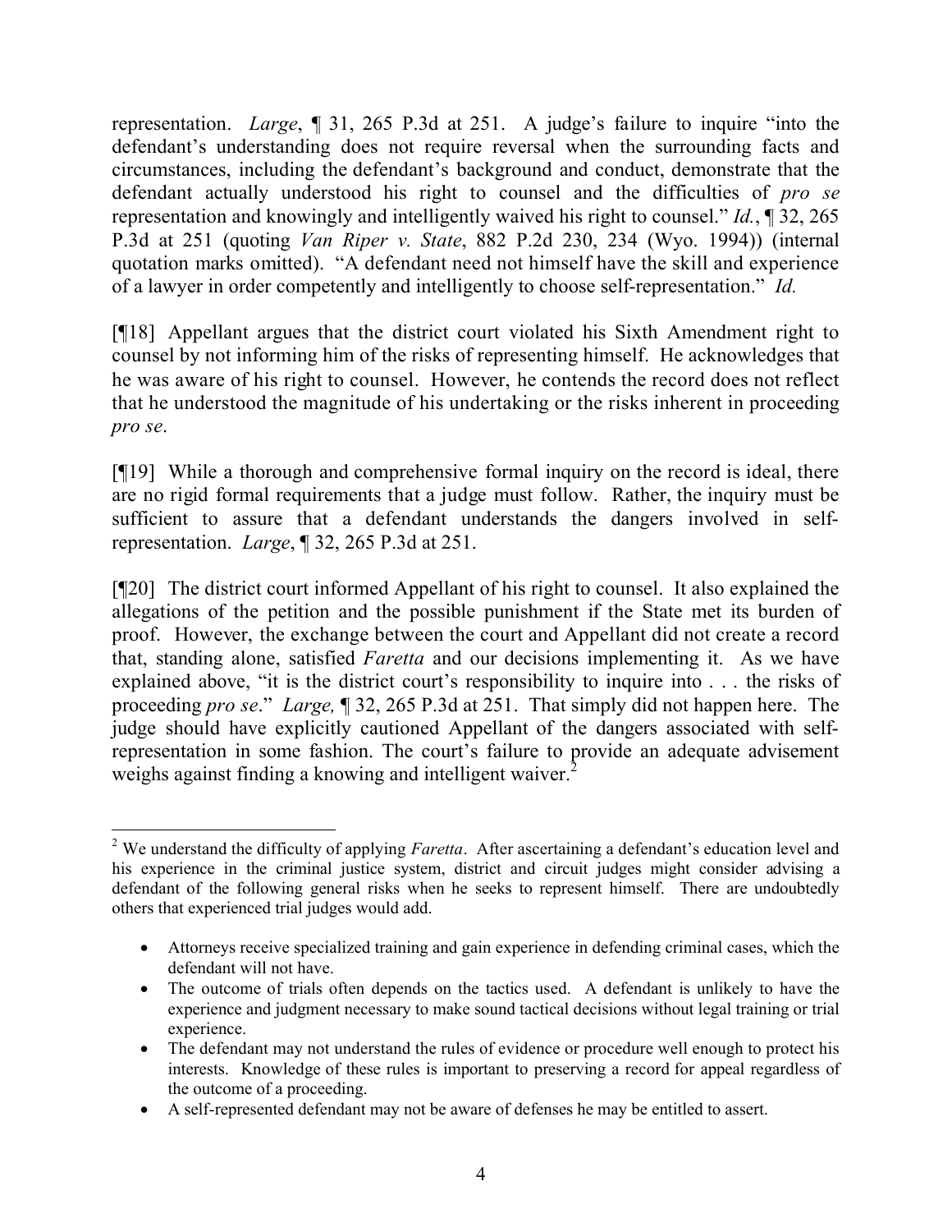representation. *Large*, ¶ 31, 265 P.3d at 251. A judge's failure to inquire "into the defendant's understanding does not require reversal when the surrounding facts and circumstances, including the defendant's background and conduct, demonstrate that the defendant actually understood his right to counsel and the difficulties of *pro se* representation and knowingly and intelligently waived his right to counsel." *Id.*, ¶ 32, 265 P.3d at 251 (quoting *Van Riper v. State*, 882 P.2d 230, 234 (Wyo. 1994)) (internal quotation marks omitted). "A defendant need not himself have the skill and experience of a lawyer in order competently and intelligently to choose self-representation." *Id.*

[¶18] Appellant argues that the district court violated his Sixth Amendment right to counsel by not informing him of the risks of representing himself. He acknowledges that he was aware of his right to counsel. However, he contends the record does not reflect that he understood the magnitude of his undertaking or the risks inherent in proceeding *pro se*.

[¶19] While a thorough and comprehensive formal inquiry on the record is ideal, there are no rigid formal requirements that a judge must follow. Rather, the inquiry must be sufficient to assure that a defendant understands the dangers involved in self-representation. *Large*, ¶ 32, 265 P.3d at 251.

[¶20] The district court informed Appellant of his right to counsel. It also explained the allegations of the petition and the possible punishment if the State met its burden of proof. However, the exchange between the court and Appellant did not create a record that, standing alone, satisfied *Faretta* and our decisions implementing it. As we have explained above, "it is the district court's responsibility to inquire into . . . the risks of proceeding *pro se*." *Large,* ¶ 32, 265 P.3d at 251. That simply did not happen here. The judge should have explicitly cautioned Appellant of the dangers associated with self-representation in some fashion. The court's failure to provide an adequate advisement weighs against finding a knowing and intelligent waiver.[2]

---

[2] We understand the difficulty of applying *Faretta*. After ascertaining a defendant's education level and his experience in the criminal justice system, district and circuit judges might consider advising a defendant of the following general risks when he seeks to represent himself. There are undoubtedly others that experienced trial judges would add.

- Attorneys receive specialized training and gain experience in defending criminal cases, which the defendant will not have.
- The outcome of trials often depends on the tactics used. A defendant is unlikely to have the experience and judgment necessary to make sound tactical decisions without legal training or trial experience.
- The defendant may not understand the rules of evidence or procedure well enough to protect his interests. Knowledge of these rules is important to preserving a record for appeal regardless of the outcome of a proceeding.
- A self-represented defendant may not be aware of defenses he may be entitled to assert.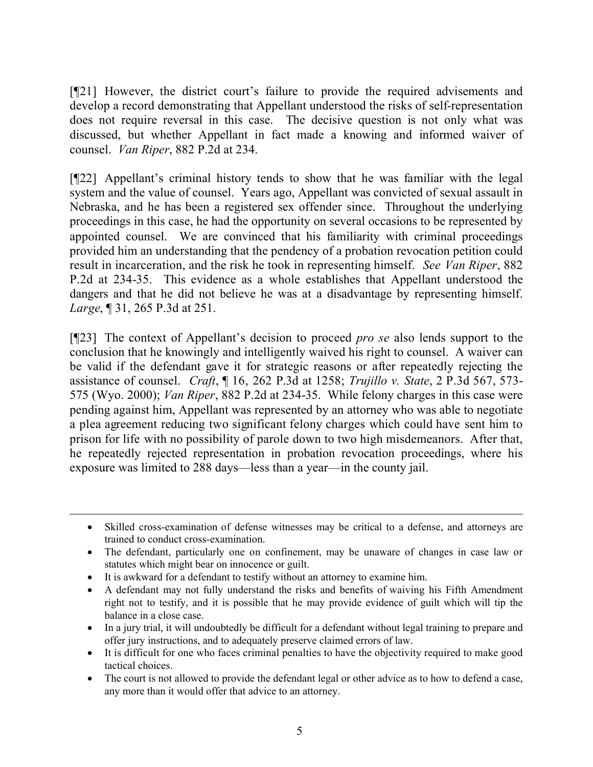[¶21] However, the district court's failure to provide the required advisements and develop a record demonstrating that Appellant understood the risks of self-representation does not require reversal in this case. The decisive question is not only what was discussed, but whether Appellant in fact made a knowing and informed waiver of counsel. *Van Riper*, 882 P.2d at 234.

[¶22] Appellant's criminal history tends to show that he was familiar with the legal system and the value of counsel. Years ago, Appellant was convicted of sexual assault in Nebraska, and he has been a registered sex offender since. Throughout the underlying proceedings in this case, he had the opportunity on several occasions to be represented by appointed counsel. We are convinced that his familiarity with criminal proceedings provided him an understanding that the pendency of a probation revocation petition could result in incarceration, and the risk he took in representing himself. *See Van Riper*, 882 P.2d at 234-35. This evidence as a whole establishes that Appellant understood the dangers and that he did not believe he was at a disadvantage by representing himself. *Large*, ¶ 31, 265 P.3d at 251.

[¶23] The context of Appellant's decision to proceed *pro se* also lends support to the conclusion that he knowingly and intelligently waived his right to counsel. A waiver can be valid if the defendant gave it for strategic reasons or after repeatedly rejecting the assistance of counsel. *Craft*, ¶ 16, 262 P.3d at 1258; *Trujillo v. State*, 2 P.3d 567, 573-575 (Wyo. 2000); *Van Riper*, 882 P.2d at 234-35. While felony charges in this case were pending against him, Appellant was represented by an attorney who was able to negotiate a plea agreement reducing two significant felony charges which could have sent him to prison for life with no possibility of parole down to two high misdemeanors. After that, he repeatedly rejected representation in probation revocation proceedings, where his exposure was limited to 288 days—less than a year—in the county jail.

---

- Skilled cross-examination of defense witnesses may be critical to a defense, and attorneys are trained to conduct cross-examination.
- The defendant, particularly one on confinement, may be unaware of changes in case law or statutes which might bear on innocence or guilt.
- It is awkward for a defendant to testify without an attorney to examine him.
- A defendant may not fully understand the risks and benefits of waiving his Fifth Amendment right not to testify, and it is possible that he may provide evidence of guilt which will tip the balance in a close case.
- In a jury trial, it will undoubtedly be difficult for a defendant without legal training to prepare and offer jury instructions, and to adequately preserve claimed errors of law.
- It is difficult for one who faces criminal penalties to have the objectivity required to make good tactical choices.
- The court is not allowed to provide the defendant legal or other advice as to how to defend a case, any more than it would offer that advice to an attorney.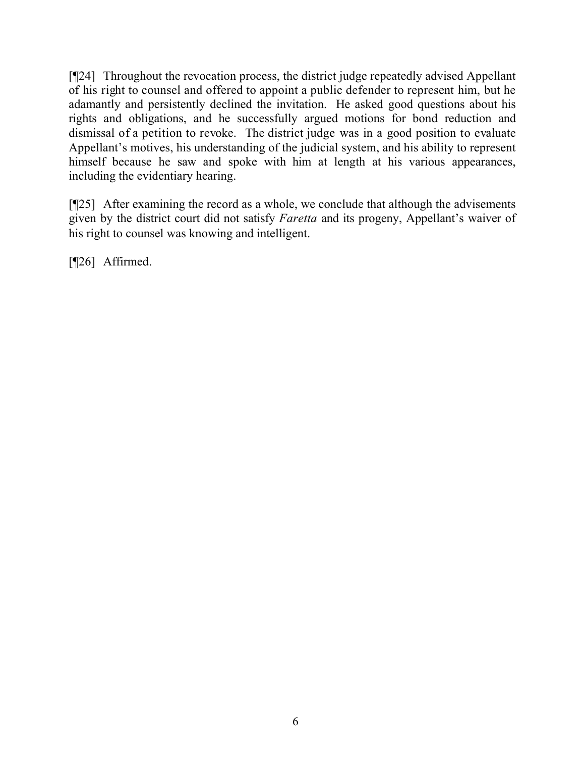[¶24] Throughout the revocation process, the district judge repeatedly advised Appellant of his right to counsel and offered to appoint a public defender to represent him, but he adamantly and persistently declined the invitation. He asked good questions about his rights and obligations, and he successfully argued motions for bond reduction and dismissal of a petition to revoke. The district judge was in a good position to evaluate Appellant's motives, his understanding of the judicial system, and his ability to represent himself because he saw and spoke with him at length at his various appearances, including the evidentiary hearing.

[¶25] After examining the record as a whole, we conclude that although the advisements given by the district court did not satisfy *Faretta* and its progeny, Appellant's waiver of his right to counsel was knowing and intelligent.

[¶26] Affirmed.